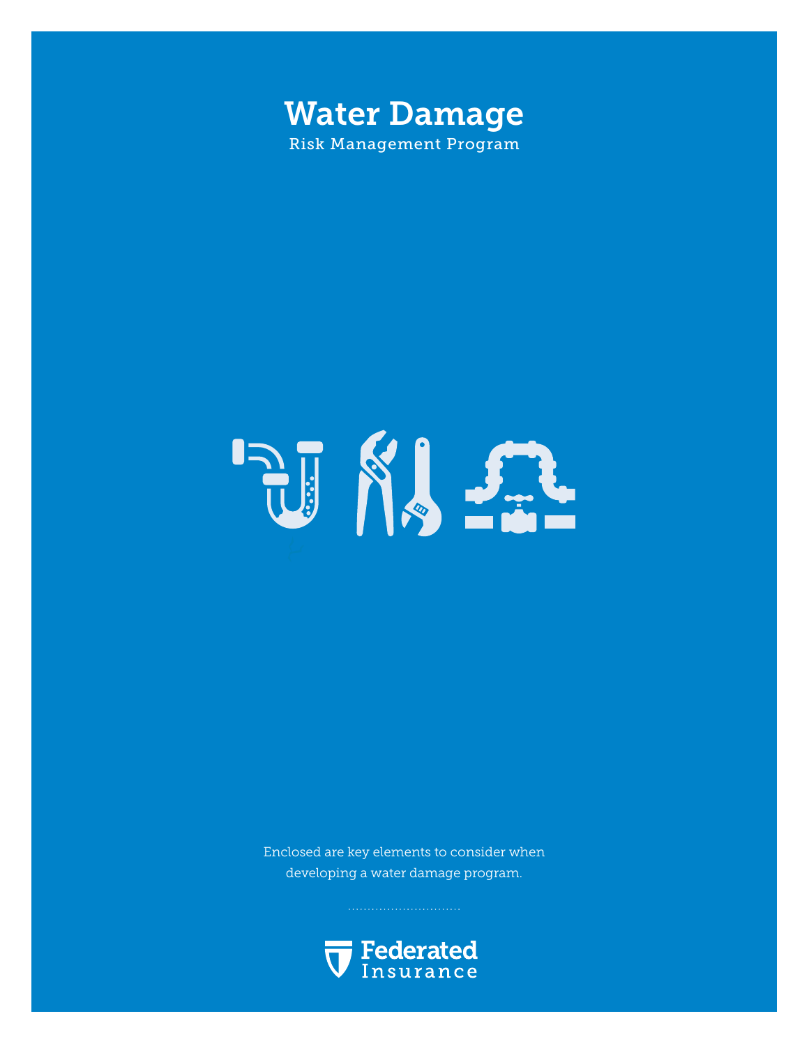# Water Damage

Risk Management Program

Enclosed are key elements to consider when developing a water damage program.

Federated Insurance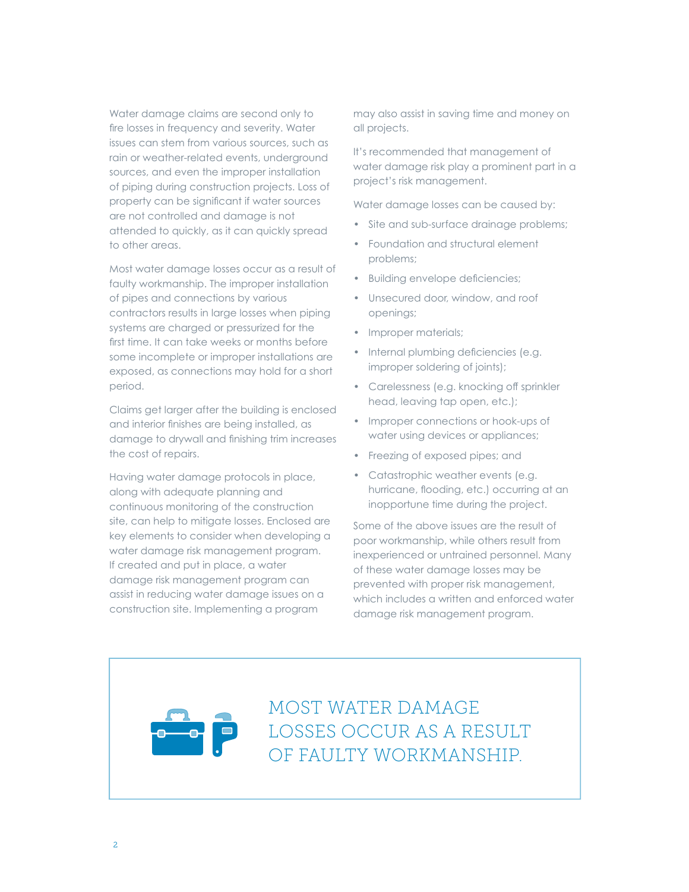Water damage claims are second only to fire losses in frequency and severity. Water issues can stem from various sources, such as rain or weather-related events, underground sources, and even the improper installation of piping during construction projects. Loss of property can be significant if water sources are not controlled and damage is not attended to quickly, as it can quickly spread to other areas.

Most water damage losses occur as a result of faulty workmanship. The improper installation of pipes and connections by various contractors results in large losses when piping systems are charged or pressurized for the first time. It can take weeks or months before some incomplete or improper installations are exposed, as connections may hold for a short period.

Claims get larger after the building is enclosed and interior finishes are being installed, as damage to drywall and finishing trim increases the cost of repairs.

Having water damage protocols in place, along with adequate planning and continuous monitoring of the construction site, can help to mitigate losses. Enclosed are key elements to consider when developing a water damage risk management program. If created and put in place, a water damage risk management program can assist in reducing water damage issues on a construction site. Implementing a program may also assist in saving time and money on all projects.

It's recommended that management of water damage risk play a prominent part in a project's risk management.

Water damage losses can be caused by:

- Site and sub-surface drainage problems;
- Foundation and structural element problems;
- Building envelope deficiencies;
- Unsecured door, window, and roof openings;
- Improper materials;
- Internal plumbing deficiencies (e.g. improper soldering of joints);
- Carelessness (e.g. knocking off sprinkler head, leaving tap open, etc.);
- Improper connections or hook-ups of water using devices or appliances;
- Freezing of exposed pipes; and
- Catastrophic weather events (e.g. hurricane, flooding, etc.) occurring at an inopportune time during the project.

Some of the above issues are the result of poor workmanship, while others result from inexperienced or untrained personnel. Many of these water damage losses may be prevented with proper risk management, which includes a written and enforced water damage risk management program.

MOST WATER DAMAGE LOSSES OCCUR AS A RESULT OF FAULTY WORKMANSHIP.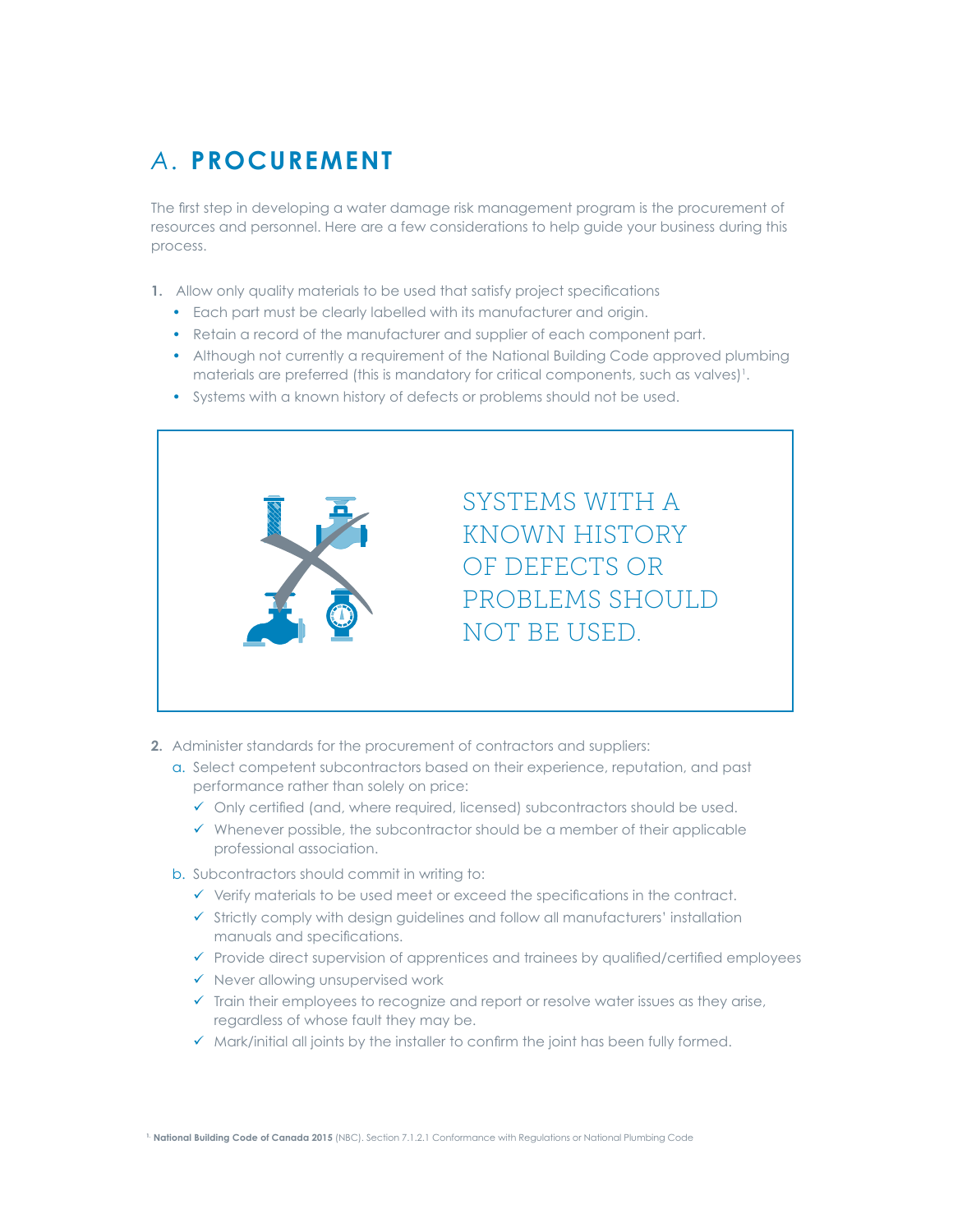# A. PROCUREMENT

The first step in developing a water damage risk management program is the procurement of resources and personnel. Here are a few considerations to help guide your business during this process.

1. Allow only quality materials to be used that satisfy project specifications
   - Each part must be clearly labelled with its manufacturer and origin.
   - Retain a record of the manufacturer and supplier of each component part.
   - Although not currently a requirement of the National Building Code approved plumbing materials are preferred (this is mandatory for critical components, such as valves)[1].
   - Systems with a known history of defects or problems should not be used.

> SYSTEMS WITH A KNOWN HISTORY OF DEFECTS OR PROBLEMS SHOULD NOT BE USED.

2. Administer standards for the procurement of contractors and suppliers:
   a. Select competent subcontractors based on their experience, reputation, and past performance rather than solely on price:
      - ✓ Only certified (and, where required, licensed) subcontractors should be used.
      - ✓ Whenever possible, the subcontractor should be a member of their applicable professional association.

   b. Subcontractors should commit in writing to:
      - ✓ Verify materials to be used meet or exceed the specifications in the contract.
      - ✓ Strictly comply with design guidelines and follow all manufacturers' installation manuals and specifications.
      - ✓ Provide direct supervision of apprentices and trainees by qualified/certified employees
      - ✓ Never allowing unsupervised work
      - ✓ Train their employees to recognize and report or resolve water issues as they arise, regardless of whose fault they may be.
      - ✓ Mark/initial all joints by the installer to confirm the joint has been fully formed.

[1] **National Building Code of Canada 2015** (NBC). Section 7.1.2.1 Conformance with Regulations or National Plumbing Code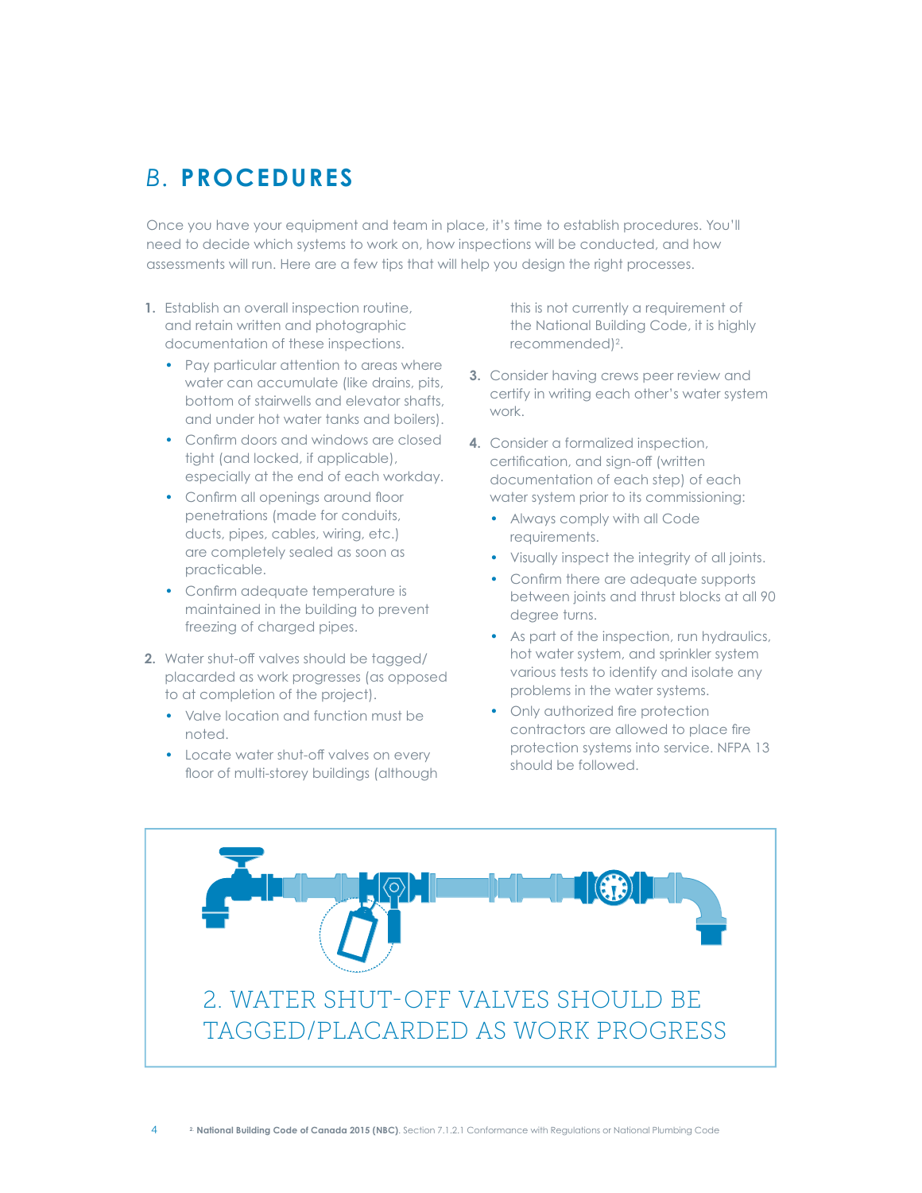## *B.* **PROCEDURES**

Once you have your equipment and team in place, it's time to establish procedures. You'll need to decide which systems to work on, how inspections will be conducted, and how assessments will run. Here are a few tips that will help you design the right processes.

1. Establish an overall inspection routine, and retain written and photographic documentation of these inspections.
   - Pay particular attention to areas where water can accumulate (like drains, pits, bottom of stairwells and elevator shafts, and under hot water tanks and boilers).
   - Confirm doors and windows are closed tight (and locked, if applicable), especially at the end of each workday.
   - Confirm all openings around floor penetrations (made for conduits, ducts, pipes, cables, wiring, etc.) are completely sealed as soon as practicable.
   - Confirm adequate temperature is maintained in the building to prevent freezing of charged pipes.
2. Water shut-off valves should be tagged/placarded as work progresses (as opposed to at completion of the project).
   - Valve location and function must be noted.
   - Locate water shut-off valves on every floor of multi-storey buildings (although this is not currently a requirement of the National Building Code, it is highly recommended)[2].
3. Consider having crews peer review and certify in writing each other's water system work.
4. Consider a formalized inspection, certification, and sign-off (written documentation of each step) of each water system prior to its commissioning:
   - Always comply with all Code requirements.
   - Visually inspect the integrity of all joints.
   - Confirm there are adequate supports between joints and thrust blocks at all 90 degree turns.
   - As part of the inspection, run hydraulics, hot water system, and sprinkler system various tests to identify and isolate any problems in the water systems.
   - Only authorized fire protection contractors are allowed to place fire protection systems into service. NFPA 13 should be followed.

2. WATER SHUT-OFF VALVES SHOULD BE TAGGED/PLACARDED AS WORK PROGRESS

[2] **National Building Code of Canada 2015 (NBC)**, Section 7.1.2.1 Conformance with Regulations or National Plumbing Code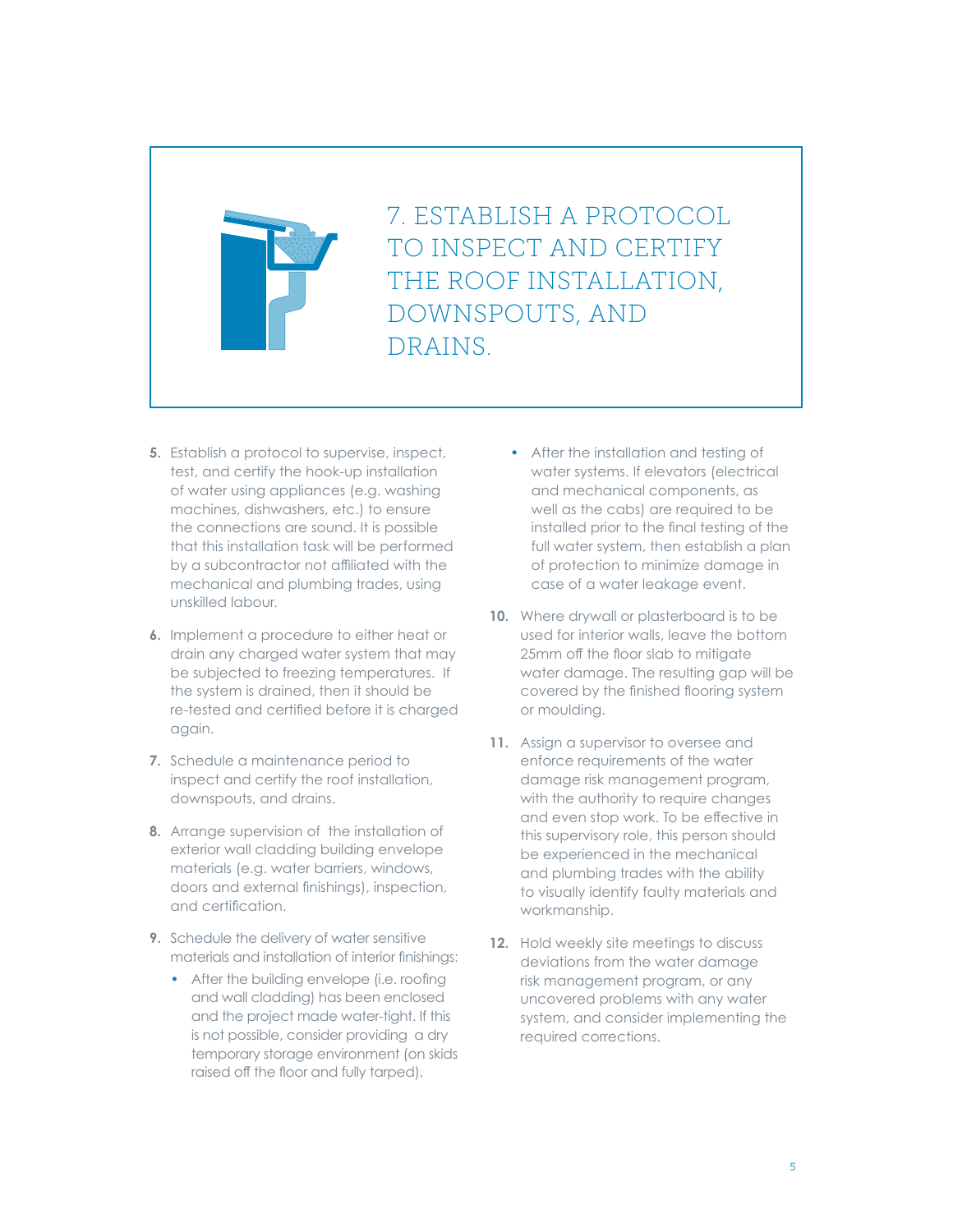## 7. ESTABLISH A PROTOCOL TO INSPECT AND CERTIFY THE ROOF INSTALLATION, DOWNSPOUTS, AND DRAINS.

5. Establish a protocol to supervise, inspect, test, and certify the hook-up installation of water using appliances (e.g. washing machines, dishwashers, etc.) to ensure the connections are sound. It is possible that this installation task will be performed by a subcontractor not affiliated with the mechanical and plumbing trades, using unskilled labour.

6. Implement a procedure to either heat or drain any charged water system that may be subjected to freezing temperatures. If the system is drained, then it should be re-tested and certified before it is charged again.

7. Schedule a maintenance period to inspect and certify the roof installation, downspouts, and drains.

8. Arrange supervision of the installation of exterior wall cladding building envelope materials (e.g. water barriers, windows, doors and external finishings), inspection, and certification.

9. Schedule the delivery of water sensitive materials and installation of interior finishings:
   - After the building envelope (i.e. roofing and wall cladding) has been enclosed and the project made water-tight. If this is not possible, consider providing a dry temporary storage environment (on skids raised off the floor and fully tarped).
   - After the installation and testing of water systems. If elevators (electrical and mechanical components, as well as the cabs) are required to be installed prior to the final testing of the full water system, then establish a plan of protection to minimize damage in case of a water leakage event.

10. Where drywall or plasterboard is to be used for interior walls, leave the bottom 25mm off the floor slab to mitigate water damage. The resulting gap will be covered by the finished flooring system or moulding.

11. Assign a supervisor to oversee and enforce requirements of the water damage risk management program, with the authority to require changes and even stop work. To be effective in this supervisory role, this person should be experienced in the mechanical and plumbing trades with the ability to visually identify faulty materials and workmanship.

12. Hold weekly site meetings to discuss deviations from the water damage risk management program, or any uncovered problems with any water system, and consider implementing the required corrections.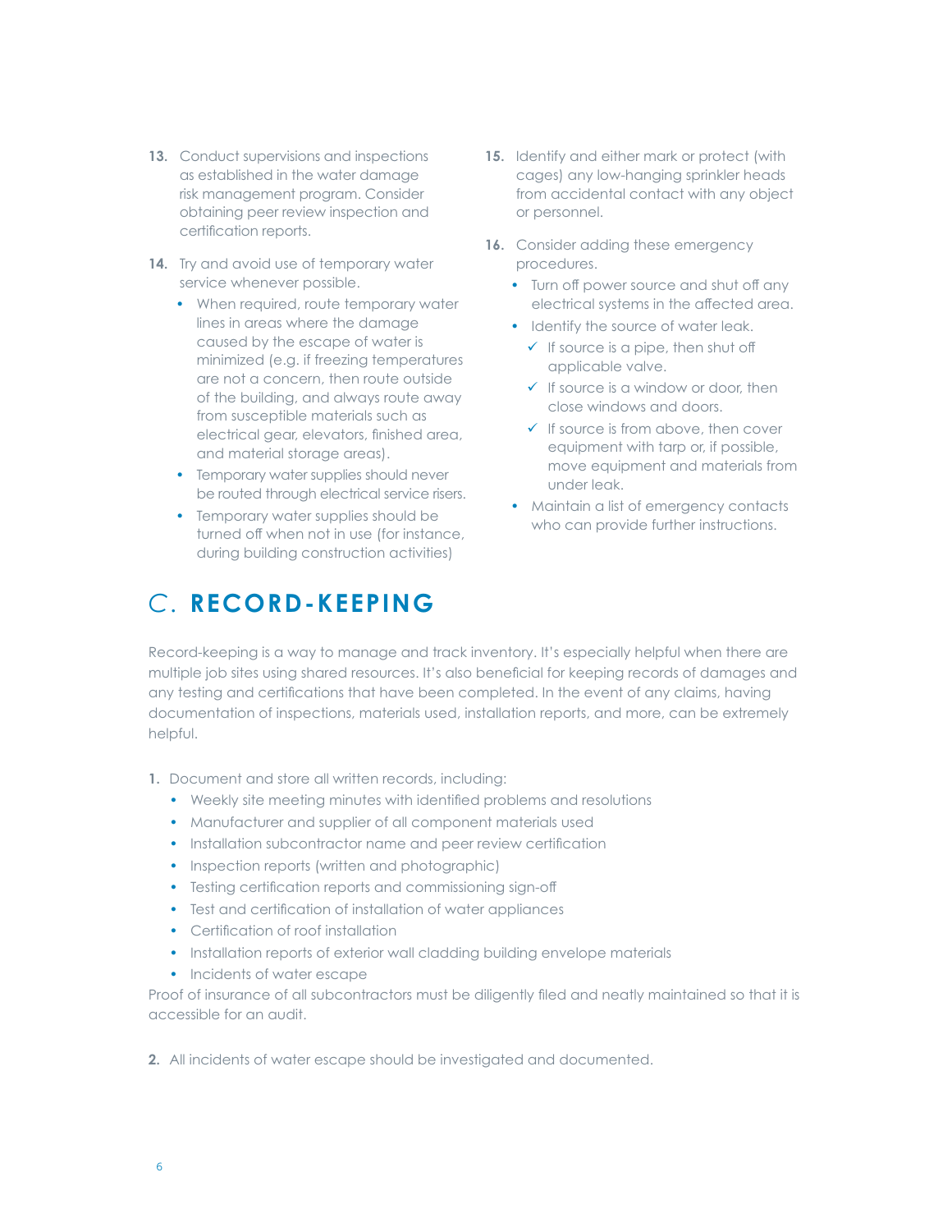13. Conduct supervisions and inspections as established in the water damage risk management program. Consider obtaining peer review inspection and certification reports.

14. Try and avoid use of temporary water service whenever possible.
    - When required, route temporary water lines in areas where the damage caused by the escape of water is minimized (e.g. if freezing temperatures are not a concern, then route outside of the building, and always route away from susceptible materials such as electrical gear, elevators, finished area, and material storage areas).
    - Temporary water supplies should never be routed through electrical service risers.
    - Temporary water supplies should be turned off when not in use (for instance, during building construction activities)

15. Identify and either mark or protect (with cages) any low-hanging sprinkler heads from accidental contact with any object or personnel.

16. Consider adding these emergency procedures.
    - Turn off power source and shut off any electrical systems in the affected area.
    - Identify the source of water leak.
        - ✓ If source is a pipe, then shut off applicable valve.
        - ✓ If source is a window or door, then close windows and doors.
        - ✓ If source is from above, then cover equipment with tarp or, if possible, move equipment and materials from under leak.
    - Maintain a list of emergency contacts who can provide further instructions.

## C. RECORD-KEEPING

Record-keeping is a way to manage and track inventory. It's especially helpful when there are multiple job sites using shared resources. It's also beneficial for keeping records of damages and any testing and certifications that have been completed. In the event of any claims, having documentation of inspections, materials used, installation reports, and more, can be extremely helpful.

1. Document and store all written records, including:
    - Weekly site meeting minutes with identified problems and resolutions
    - Manufacturer and supplier of all component materials used
    - Installation subcontractor name and peer review certification
    - Inspection reports (written and photographic)
    - Testing certification reports and commissioning sign-off
    - Test and certification of installation of water appliances
    - Certification of roof installation
    - Installation reports of exterior wall cladding building envelope materials
    - Incidents of water escape

   Proof of insurance of all subcontractors must be diligently filed and neatly maintained so that it is accessible for an audit.

2. All incidents of water escape should be investigated and documented.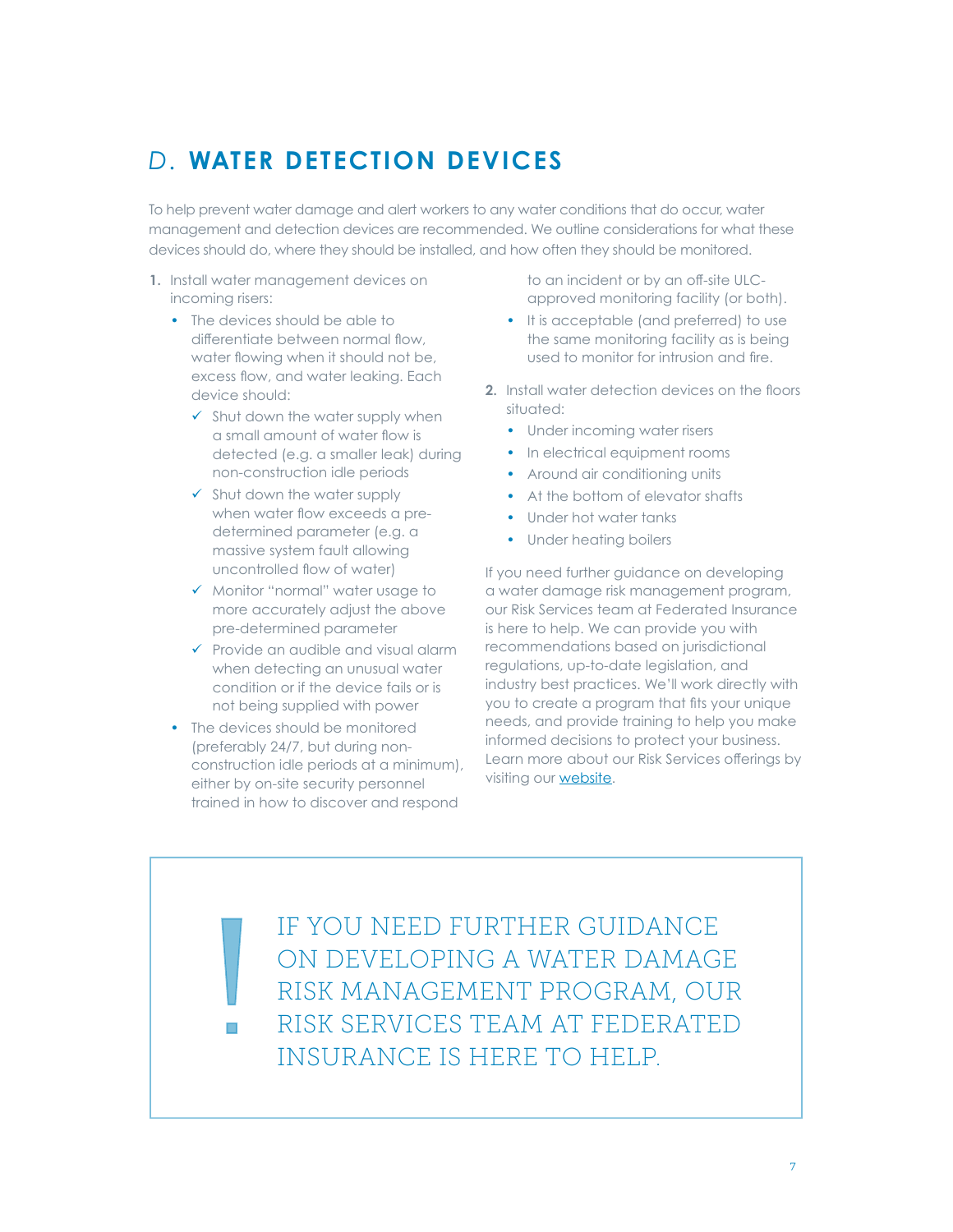## *D.* **WATER DETECTION DEVICES**

To help prevent water damage and alert workers to any water conditions that do occur, water management and detection devices are recommended. We outline considerations for what these devices should do, where they should be installed, and how often they should be monitored.

1. Install water management devices on incoming risers:
   - The devices should be able to differentiate between normal flow, water flowing when it should not be, excess flow, and water leaking. Each device should:
     - ✓ Shut down the water supply when a small amount of water flow is detected (e.g. a smaller leak) during non-construction idle periods
     - ✓ Shut down the water supply when water flow exceeds a pre-determined parameter (e.g. a massive system fault allowing uncontrolled flow of water)
     - ✓ Monitor "normal" water usage to more accurately adjust the above pre-determined parameter
     - ✓ Provide an audible and visual alarm when detecting an unusual water condition or if the device fails or is not being supplied with power
   - The devices should be monitored (preferably 24/7, but during non-construction idle periods at a minimum), either by on-site security personnel trained in how to discover and respond to an incident or by an off-site ULC-approved monitoring facility (or both).
   - It is acceptable (and preferred) to use the same monitoring facility as is being used to monitor for intrusion and fire.
2. Install water detection devices on the floors situated:
   - Under incoming water risers
   - In electrical equipment rooms
   - Around air conditioning units
   - At the bottom of elevator shafts
   - Under hot water tanks
   - Under heating boilers

If you need further guidance on developing a water damage risk management program, our Risk Services team at Federated Insurance is here to help. We can provide you with recommendations based on jurisdictional regulations, up-to-date legislation, and industry best practices. We'll work directly with you to create a program that fits your unique needs, and provide training to help you make informed decisions to protect your business. Learn more about our Risk Services offerings by visiting our [website](website).

> ! IF YOU NEED FURTHER GUIDANCE ON DEVELOPING A WATER DAMAGE RISK MANAGEMENT PROGRAM, OUR RISK SERVICES TEAM AT FEDERATED INSURANCE IS HERE TO HELP.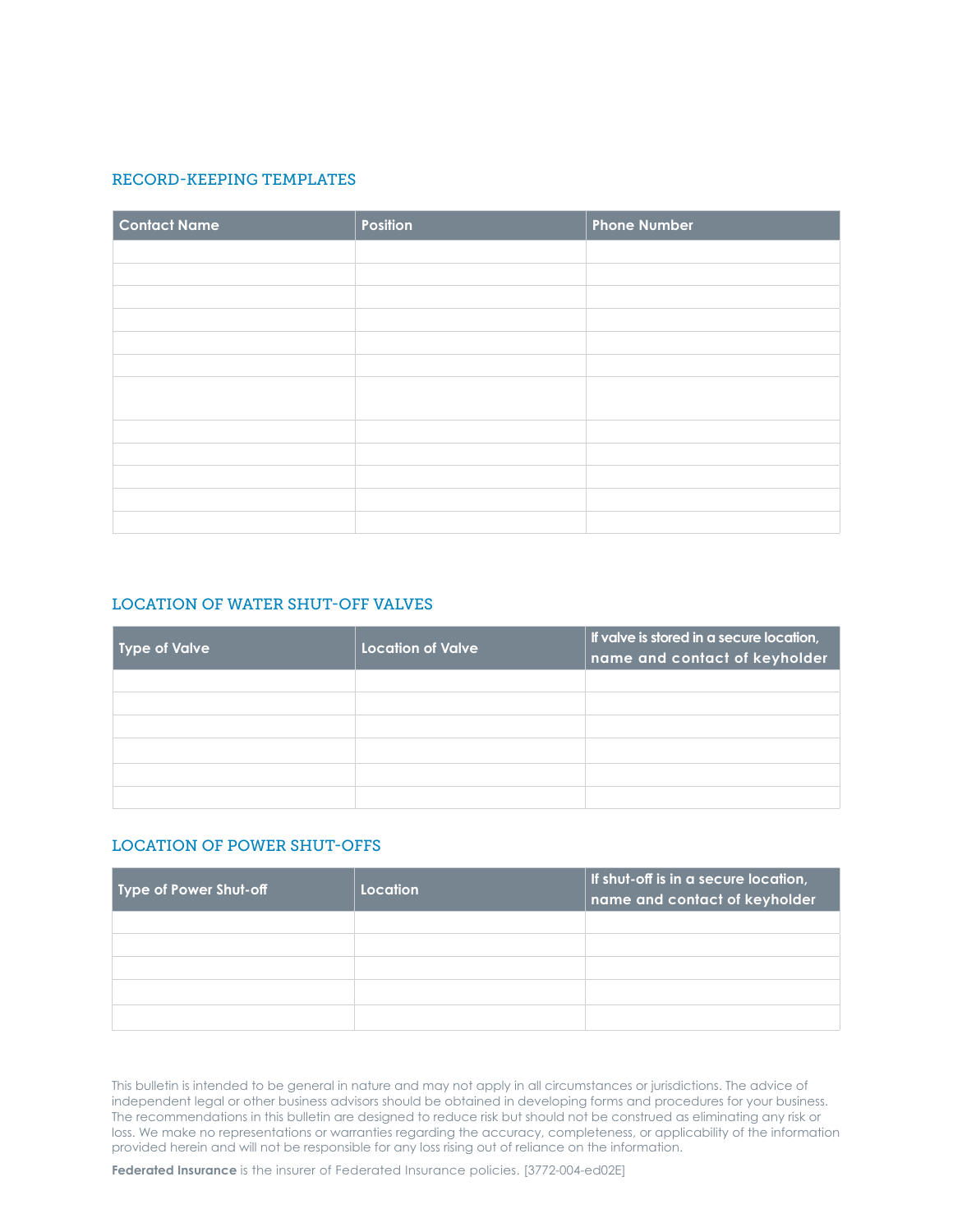## RECORD-KEEPING TEMPLATES

| Contact Name | Position | Phone Number |
|---|---|---|
| | | |
| | | |
| | | |
| | | |
| | | |
| | | |
| | | |
| | | |
| | | |
| | | |
| | | |
| | | |

## LOCATION OF WATER SHUT-OFF VALVES

| Type of Valve | Location of Valve | If valve is stored in a secure location, name and contact of keyholder |
|---|---|---|
| | | |
| | | |
| | | |
| | | |
| | | |
| | | |

## LOCATION OF POWER SHUT-OFFS

| Type of Power Shut-off | Location | If shut-off is in a secure location, name and contact of keyholder |
|---|---|---|
| | | |
| | | |
| | | |
| | | |
| | | |

This bulletin is intended to be general in nature and may not apply in all circumstances or jurisdictions. The advice of independent legal or other business advisors should be obtained in developing forms and procedures for your business. The recommendations in this bulletin are designed to reduce risk but should not be construed as eliminating any risk or loss. We make no representations or warranties regarding the accuracy, completeness, or applicability of the information provided herein and will not be responsible for any loss rising out of reliance on the information.

**Federated Insurance** is the insurer of Federated Insurance policies. [3772-004-ed02E]